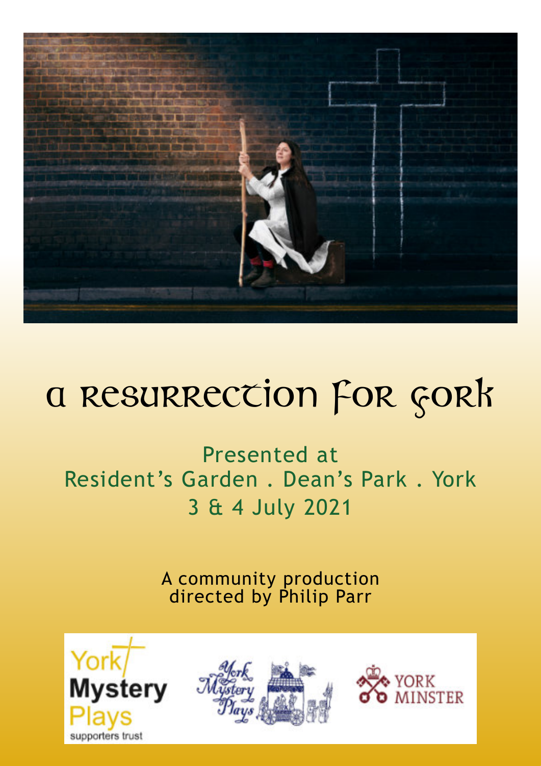# A Resurrection for York

Presented at
Resident's Garden . Dean's Park . York
3 & 4 July 2021

A community production
directed by Philip Parr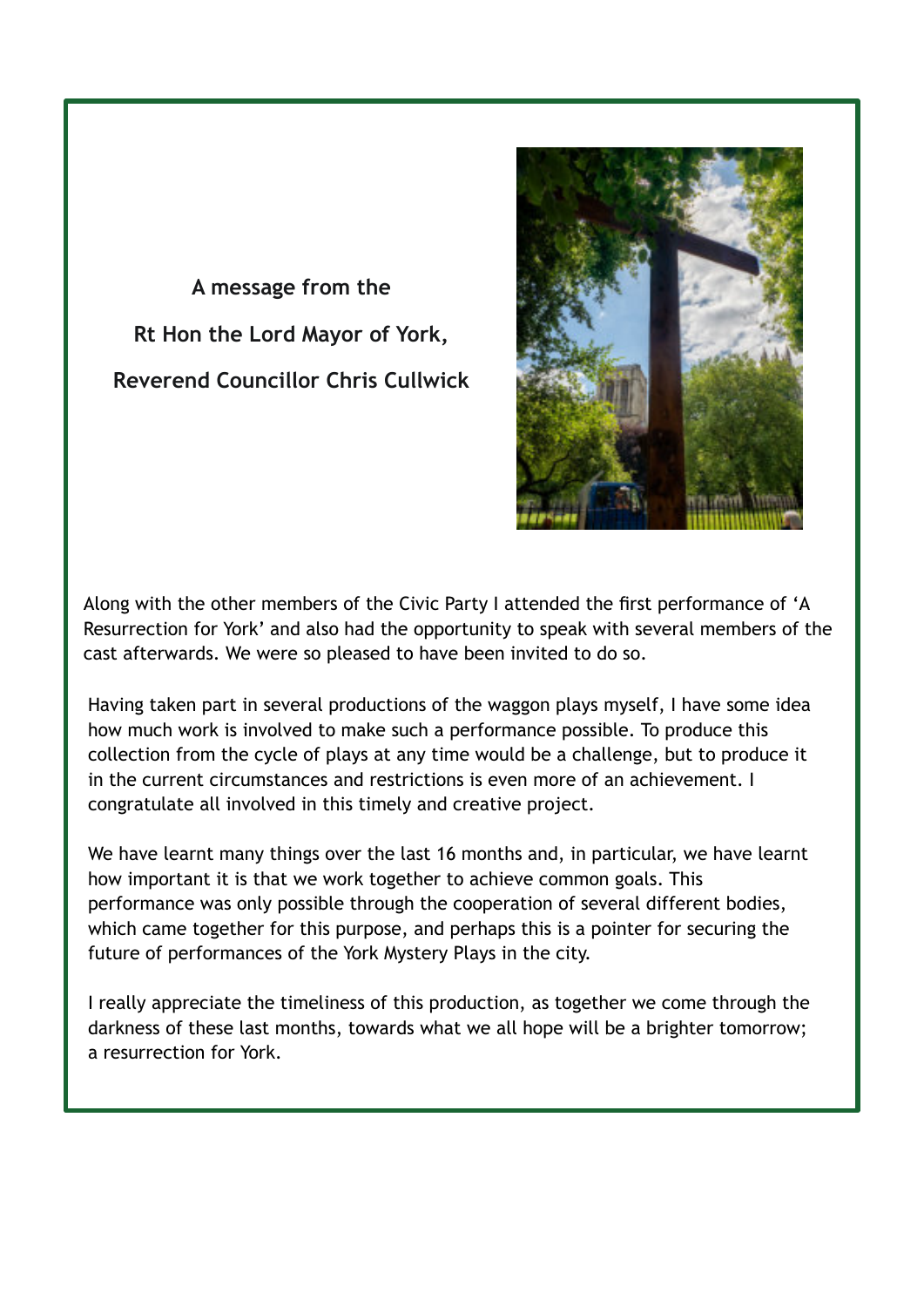## A message from the Rt Hon the Lord Mayor of York, Reverend Councillor Chris Cullwick

Along with the other members of the Civic Party I attended the first performance of 'A Resurrection for York' and also had the opportunity to speak with several members of the cast afterwards. We were so pleased to have been invited to do so.

Having taken part in several productions of the waggon plays myself, I have some idea how much work is involved to make such a performance possible. To produce this collection from the cycle of plays at any time would be a challenge, but to produce it in the current circumstances and restrictions is even more of an achievement. I congratulate all involved in this timely and creative project.

We have learnt many things over the last 16 months and, in particular, we have learnt how important it is that we work together to achieve common goals. This performance was only possible through the cooperation of several different bodies, which came together for this purpose, and perhaps this is a pointer for securing the future of performances of the York Mystery Plays in the city.

I really appreciate the timeliness of this production, as together we come through the darkness of these last months, towards what we all hope will be a brighter tomorrow; a resurrection for York.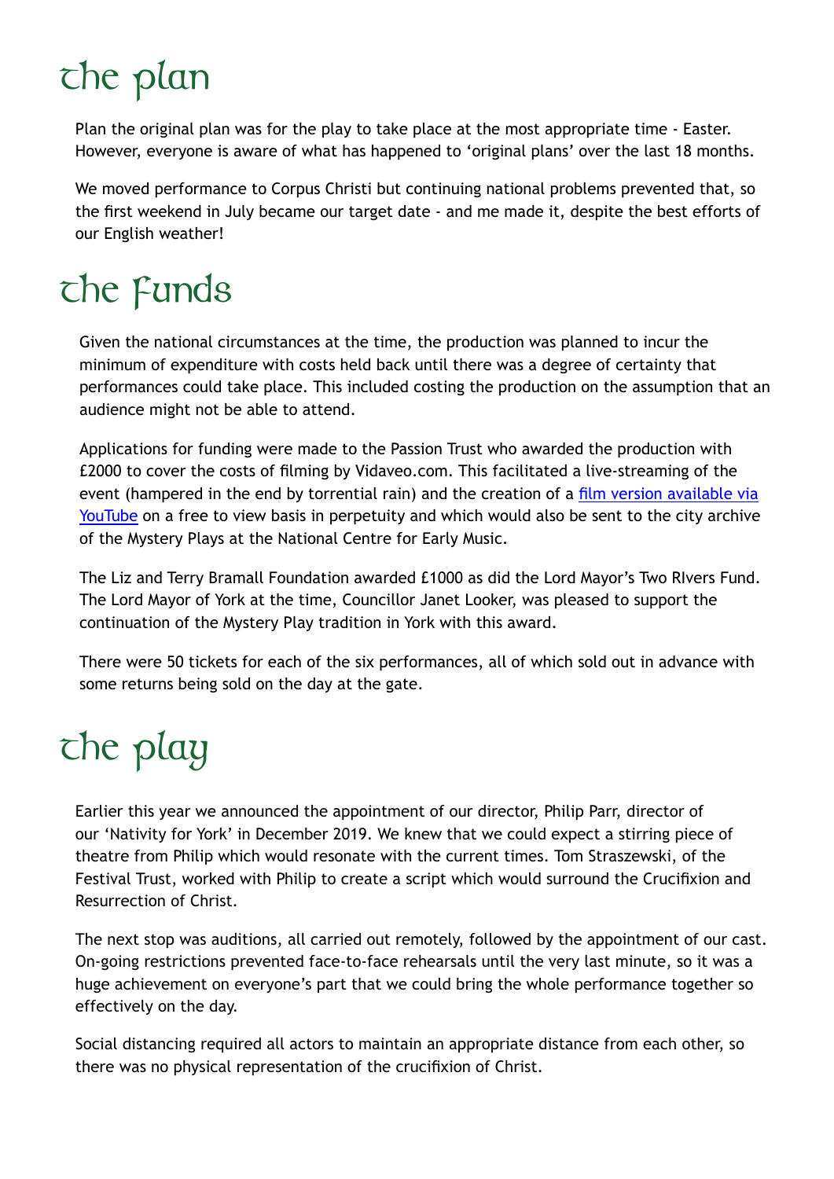# the plan

Plan the original plan was for the play to take place at the most appropriate time - Easter. However, everyone is aware of what has happened to 'original plans' over the last 18 months.

We moved performance to Corpus Christi but continuing national problems prevented that, so the first weekend in July became our target date - and me made it, despite the best efforts of our English weather!

# the Funds

Given the national circumstances at the time, the production was planned to incur the minimum of expenditure with costs held back until there was a degree of certainty that performances could take place. This included costing the production on the assumption that an audience might not be able to attend.

Applications for funding were made to the Passion Trust who awarded the production with £2000 to cover the costs of filming by Vidaveo.com. This facilitated a live-streaming of the event (hampered in the end by torrential rain) and the creation of a film version available via YouTube on a free to view basis in perpetuity and which would also be sent to the city archive of the Mystery Plays at the National Centre for Early Music.

The Liz and Terry Bramall Foundation awarded £1000 as did the Lord Mayor's Two RIvers Fund. The Lord Mayor of York at the time, Councillor Janet Looker, was pleased to support the continuation of the Mystery Play tradition in York with this award.

There were 50 tickets for each of the six performances, all of which sold out in advance with some returns being sold on the day at the gate.

# the play

Earlier this year we announced the appointment of our director, Philip Parr, director of our 'Nativity for York' in December 2019. We knew that we could expect a stirring piece of theatre from Philip which would resonate with the current times. Tom Straszewski, of the Festival Trust, worked with Philip to create a script which would surround the Crucifixion and Resurrection of Christ.

The next stop was auditions, all carried out remotely, followed by the appointment of our cast. On-going restrictions prevented face-to-face rehearsals until the very last minute, so it was a huge achievement on everyone's part that we could bring the whole performance together so effectively on the day.

Social distancing required all actors to maintain an appropriate distance from each other, so there was no physical representation of the crucifixion of Christ.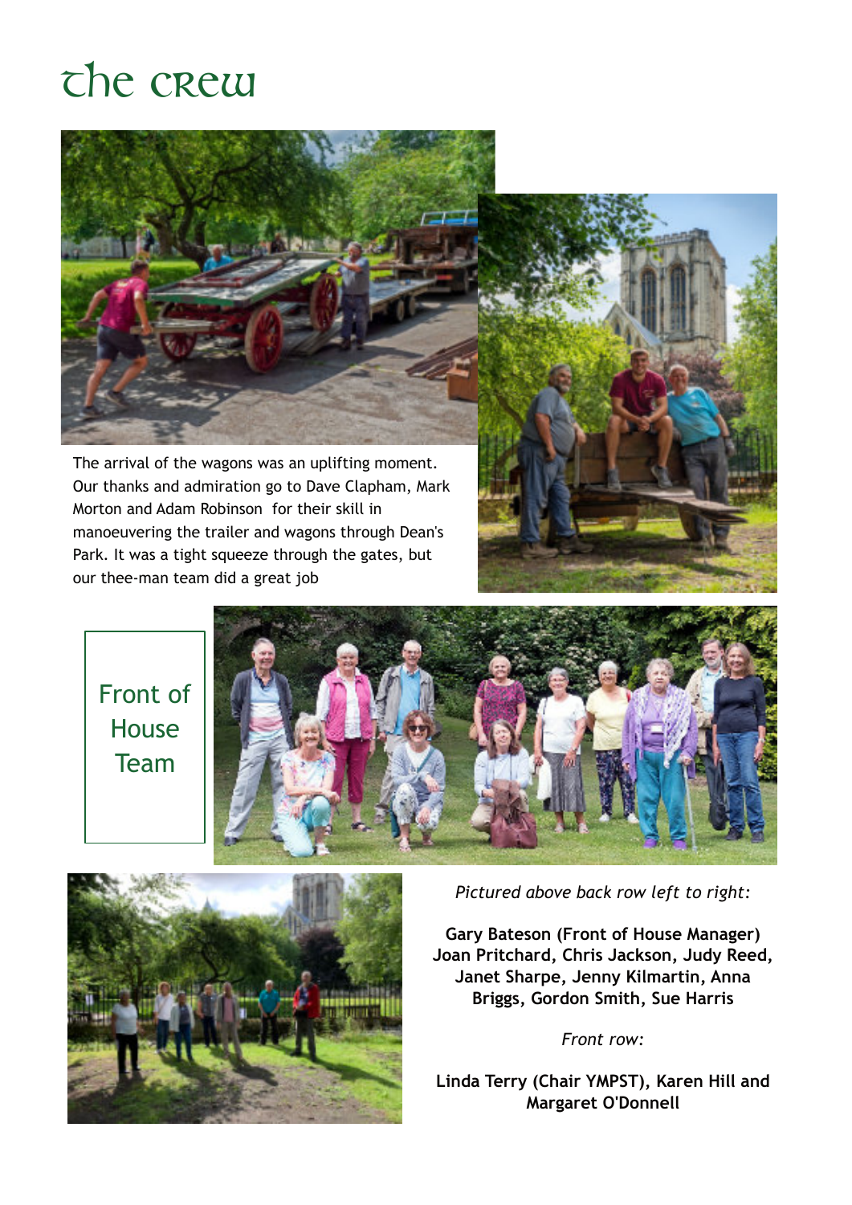# The Crew

The arrival of the wagons was an uplifting moment. Our thanks and admiration go to Dave Clapham, Mark Morton and Adam Robinson  for their skill in manoeuvering the trailer and wagons through Dean's Park. It was a tight squeeze through the gates, but our thee-man team did a great job

## Front of House Team

*Pictured above back row left to right:*

**Gary Bateson (Front of House Manager) Joan Pritchard, Chris Jackson, Judy Reed, Janet Sharpe, Jenny Kilmartin, Anna Briggs, Gordon Smith, Sue Harris**

*Front row:*

**Linda Terry (Chair YMPST), Karen Hill and Margaret O'Donnell**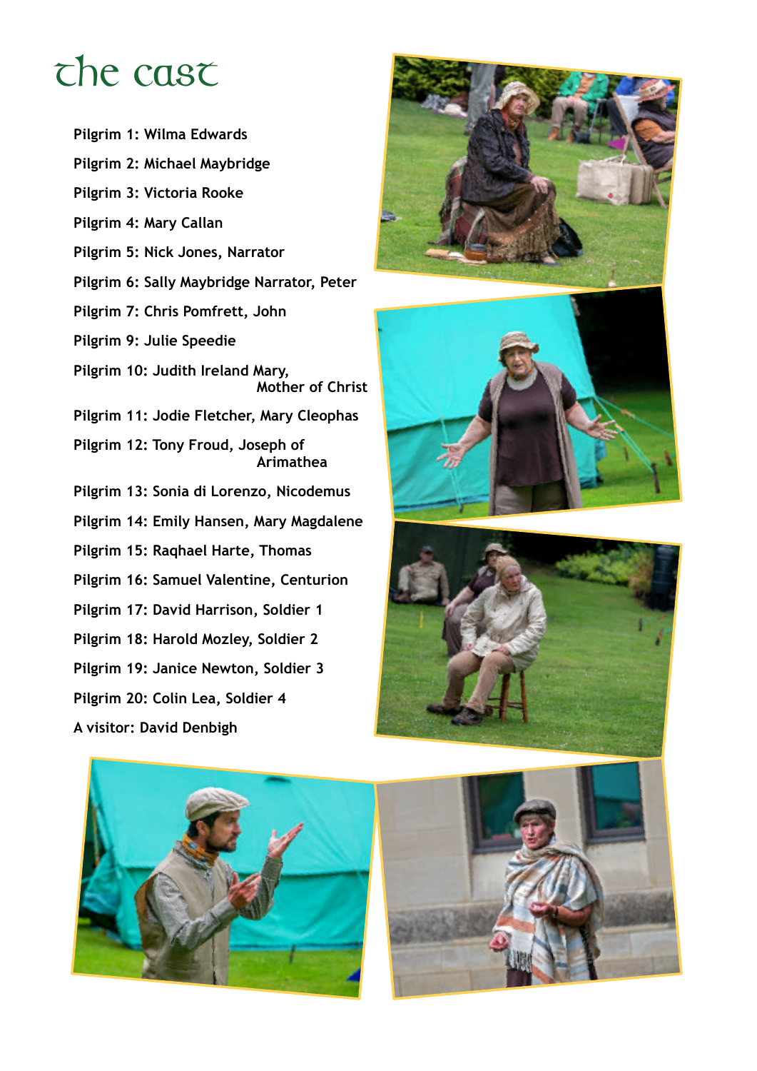# the cast

Pilgrim 1: Wilma Edwards

Pilgrim 2: Michael Maybridge

Pilgrim 3: Victoria Rooke

Pilgrim 4: Mary Callan

Pilgrim 5: Nick Jones, Narrator

Pilgrim 6: Sally Maybridge Narrator, Peter

Pilgrim 7: Chris Pomfrett, John

Pilgrim 9: Julie Speedie

Pilgrim 10: Judith Ireland Mary, Mother of Christ

Pilgrim 11: Jodie Fletcher, Mary Cleophas

Pilgrim 12: Tony Froud, Joseph of Arimathea

Pilgrim 13: Sonia di Lorenzo, Nicodemus

Pilgrim 14: Emily Hansen, Mary Magdalene

Pilgrim 15: Raqhael Harte, Thomas

Pilgrim 16: Samuel Valentine, Centurion

Pilgrim 17: David Harrison, Soldier 1

Pilgrim 18: Harold Mozley, Soldier 2

Pilgrim 19: Janice Newton, Soldier 3

Pilgrim 20: Colin Lea, Soldier 4

A visitor: David Denbigh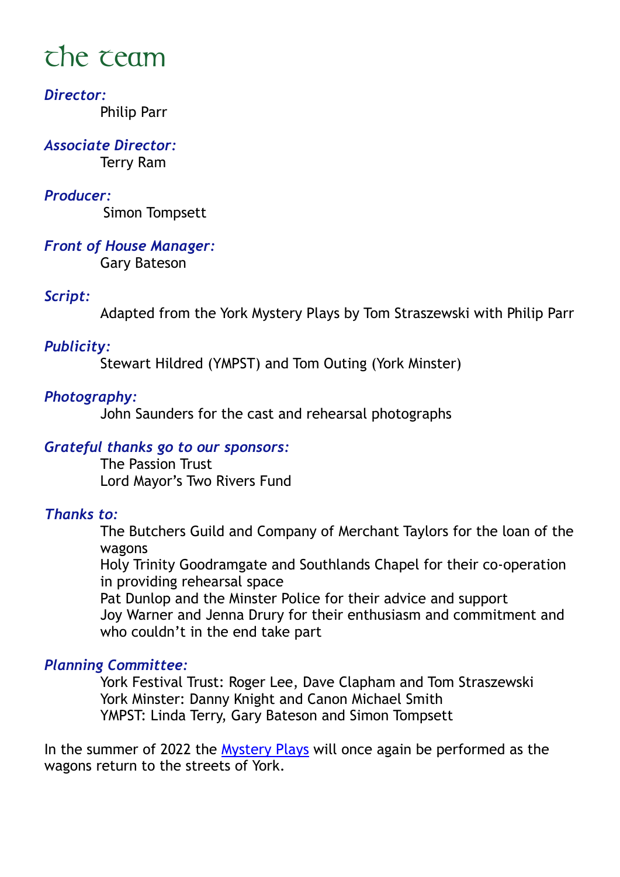# the team

***Director:***

Philip Parr

***Associate Director:***

Terry Ram

***Producer:***

Simon Tompsett

***Front of House Manager:***

Gary Bateson

***Script:***

Adapted from the York Mystery Plays by Tom Straszewski with Philip Parr

***Publicity:***

Stewart Hildred (YMPST) and Tom Outing (York Minster)

***Photography:***

John Saunders for the cast and rehearsal photographs

***Grateful thanks go to our sponsors:***

The Passion Trust
Lord Mayor's Two Rivers Fund

***Thanks to:***

The Butchers Guild and Company of Merchant Taylors for the loan of the wagons
Holy Trinity Goodramgate and Southlands Chapel for their co-operation in providing rehearsal space
Pat Dunlop and the Minster Police for their advice and support
Joy Warner and Jenna Drury for their enthusiasm and commitment and who couldn't in the end take part

***Planning Committee:***

York Festival Trust: Roger Lee, Dave Clapham and Tom Straszewski
York Minster: Danny Knight and Canon Michael Smith
YMPST: Linda Terry, Gary Bateson and Simon Tompsett

In the summer of 2022 the Mystery Plays will once again be performed as the wagons return to the streets of York.